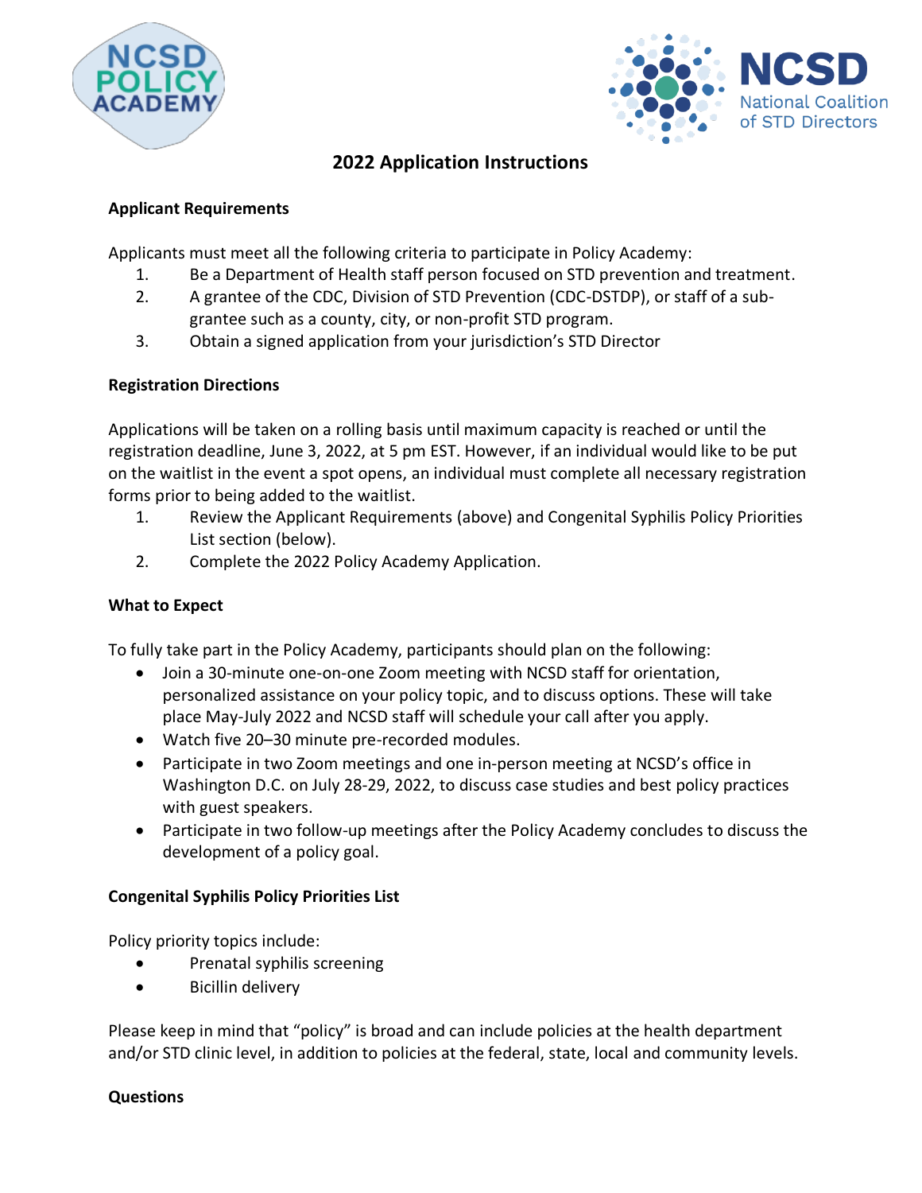# 2022 Application Instructions

**Applicant Requirements**

Applicants must meet all the following criteria to participate in Policy Academy:

1. Be a Department of Health staff person focused on STD prevention and treatment.
2. A grantee of the CDC, Division of STD Prevention (CDC-DSTDP), or staff of a sub-grantee such as a county, city, or non-profit STD program.
3. Obtain a signed application from your jurisdiction's STD Director

**Registration Directions**

Applications will be taken on a rolling basis until maximum capacity is reached or until the registration deadline, June 3, 2022, at 5 pm EST. However, if an individual would like to be put on the waitlist in the event a spot opens, an individual must complete all necessary registration forms prior to being added to the waitlist.

1. Review the Applicant Requirements (above) and Congenital Syphilis Policy Priorities List section (below).
2. Complete the 2022 Policy Academy Application.

**What to Expect**

To fully take part in the Policy Academy, participants should plan on the following:

- Join a 30-minute one-on-one Zoom meeting with NCSD staff for orientation, personalized assistance on your policy topic, and to discuss options. These will take place May-July 2022 and NCSD staff will schedule your call after you apply.
- Watch five 20–30 minute pre-recorded modules.
- Participate in two Zoom meetings and one in-person meeting at NCSD's office in Washington D.C. on July 28-29, 2022, to discuss case studies and best policy practices with guest speakers.
- Participate in two follow-up meetings after the Policy Academy concludes to discuss the development of a policy goal.

**Congenital Syphilis Policy Priorities List**

Policy priority topics include:

- Prenatal syphilis screening
- Bicillin delivery

Please keep in mind that "policy" is broad and can include policies at the health department and/or STD clinic level, in addition to policies at the federal, state, local and community levels.

**Questions**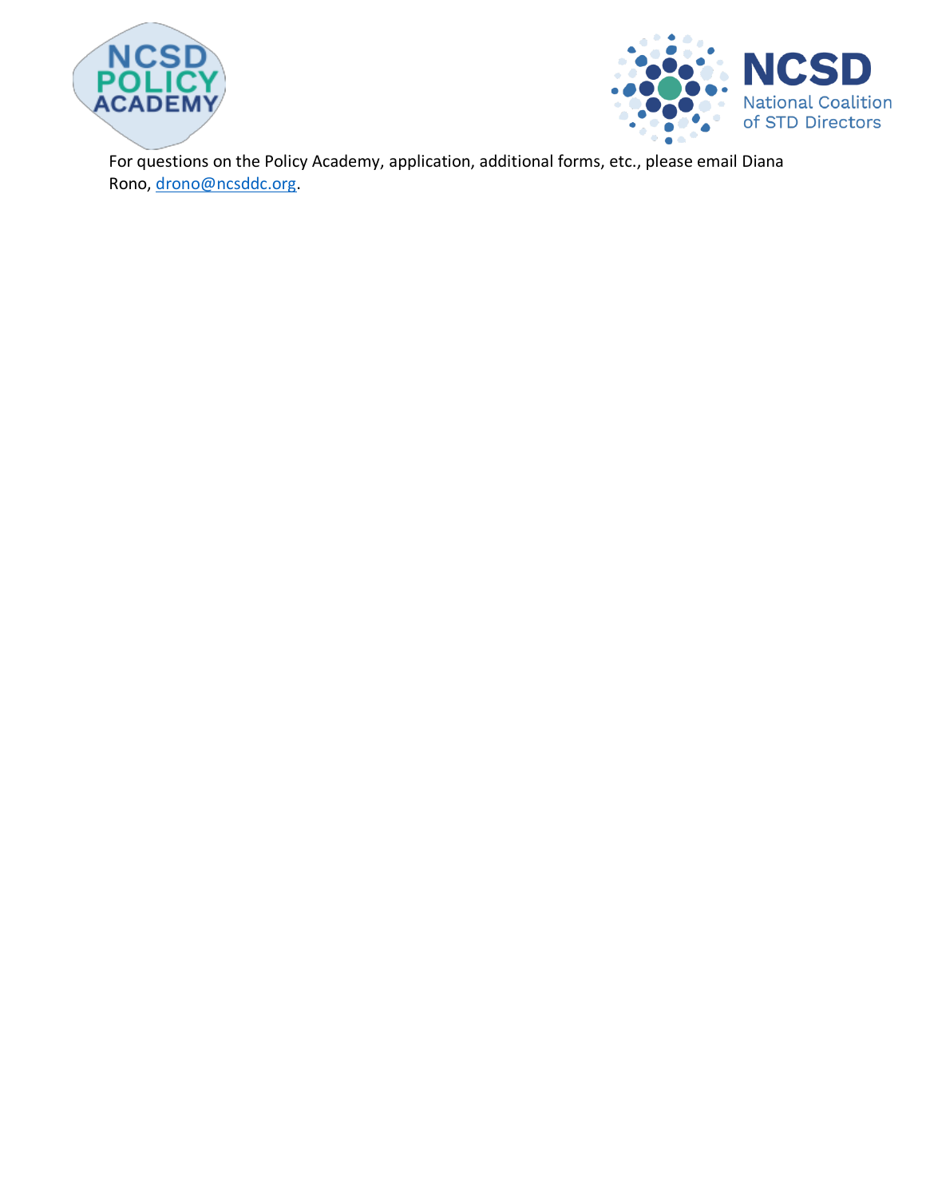For questions on the Policy Academy, application, additional forms, etc., please email Diana Rono, [drono@ncsddc.org](mailto:drono@ncsddc.org).